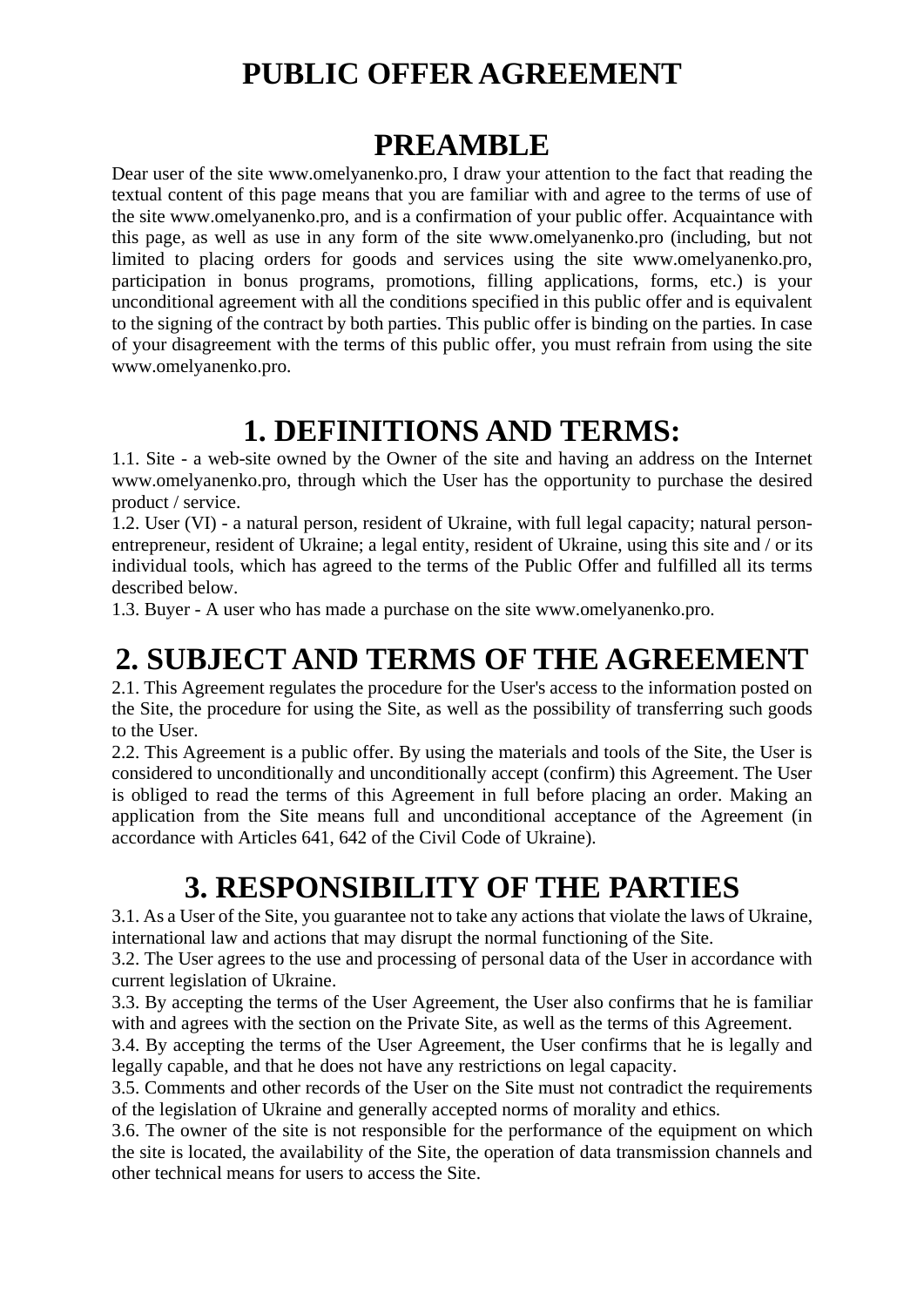# PUBLIC OFFER AGREEMENT

## PREAMBLE

Dear user of the site www.omelyanenko.pro, I draw your attention to the fact that reading the textual content of this page means that you are familiar with and agree to the terms of use of the site www.omelyanenko.pro, and is a confirmation of your public offer. Acquaintance with this page, as well as use in any form of the site www.omelyanenko.pro (including, but not limited to placing orders for goods and services using the site www.omelyanenko.pro, participation in bonus programs, promotions, filling applications, forms, etc.) is your unconditional agreement with all the conditions specified in this public offer and is equivalent to the signing of the contract by both parties. This public offer is binding on the parties. In case of your disagreement with the terms of this public offer, you must refrain from using the site www.omelyanenko.pro.

## 1. DEFINITIONS AND TERMS:

1.1. Site - a web-site owned by the Owner of the site and having an address on the Internet www.omelyanenko.pro, through which the User has the opportunity to purchase the desired product / service.

1.2. User (VI) - a natural person, resident of Ukraine, with full legal capacity; natural person-entrepreneur, resident of Ukraine; a legal entity, resident of Ukraine, using this site and / or its individual tools, which has agreed to the terms of the Public Offer and fulfilled all its terms described below.

1.3. Buyer - A user who has made a purchase on the site www.omelyanenko.pro.

## 2. SUBJECT AND TERMS OF THE AGREEMENT

2.1. This Agreement regulates the procedure for the User's access to the information posted on the Site, the procedure for using the Site, as well as the possibility of transferring such goods to the User.

2.2. This Agreement is a public offer. By using the materials and tools of the Site, the User is considered to unconditionally and unconditionally accept (confirm) this Agreement. The User is obliged to read the terms of this Agreement in full before placing an order. Making an application from the Site means full and unconditional acceptance of the Agreement (in accordance with Articles 641, 642 of the Civil Code of Ukraine).

## 3. RESPONSIBILITY OF THE PARTIES

3.1. As a User of the Site, you guarantee not to take any actions that violate the laws of Ukraine, international law and actions that may disrupt the normal functioning of the Site.

3.2. The User agrees to the use and processing of personal data of the User in accordance with current legislation of Ukraine.

3.3. By accepting the terms of the User Agreement, the User also confirms that he is familiar with and agrees with the section on the Private Site, as well as the terms of this Agreement.

3.4. By accepting the terms of the User Agreement, the User confirms that he is legally and legally capable, and that he does not have any restrictions on legal capacity.

3.5. Comments and other records of the User on the Site must not contradict the requirements of the legislation of Ukraine and generally accepted norms of morality and ethics.

3.6. The owner of the site is not responsible for the performance of the equipment on which the site is located, the availability of the Site, the operation of data transmission channels and other technical means for users to access the Site.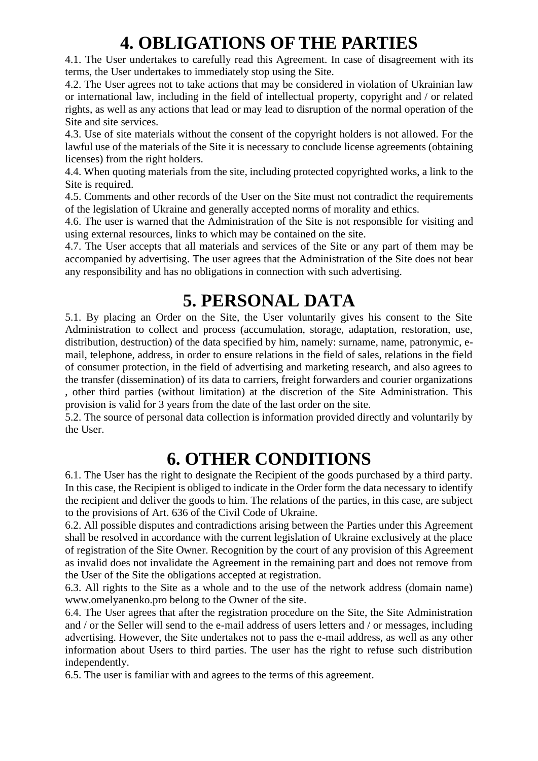# 4. OBLIGATIONS OF THE PARTIES

4.1. The User undertakes to carefully read this Agreement. In case of disagreement with its terms, the User undertakes to immediately stop using the Site.

4.2. The User agrees not to take actions that may be considered in violation of Ukrainian law or international law, including in the field of intellectual property, copyright and / or related rights, as well as any actions that lead or may lead to disruption of the normal operation of the Site and site services.

4.3. Use of site materials without the consent of the copyright holders is not allowed. For the lawful use of the materials of the Site it is necessary to conclude license agreements (obtaining licenses) from the right holders.

4.4. When quoting materials from the site, including protected copyrighted works, a link to the Site is required.

4.5. Comments and other records of the User on the Site must not contradict the requirements of the legislation of Ukraine and generally accepted norms of morality and ethics.

4.6. The user is warned that the Administration of the Site is not responsible for visiting and using external resources, links to which may be contained on the site.

4.7. The User accepts that all materials and services of the Site or any part of them may be accompanied by advertising. The user agrees that the Administration of the Site does not bear any responsibility and has no obligations in connection with such advertising.

# 5. PERSONAL DATA

5.1. By placing an Order on the Site, the User voluntarily gives his consent to the Site Administration to collect and process (accumulation, storage, adaptation, restoration, use, distribution, destruction) of the data specified by him, namely: surname, name, patronymic, e-mail, telephone, address, in order to ensure relations in the field of sales, relations in the field of consumer protection, in the field of advertising and marketing research, and also agrees to the transfer (dissemination) of its data to carriers, freight forwarders and courier organizations , other third parties (without limitation) at the discretion of the Site Administration. This provision is valid for 3 years from the date of the last order on the site.

5.2. The source of personal data collection is information provided directly and voluntarily by the User.

# 6. OTHER CONDITIONS

6.1. The User has the right to designate the Recipient of the goods purchased by a third party. In this case, the Recipient is obliged to indicate in the Order form the data necessary to identify the recipient and deliver the goods to him. The relations of the parties, in this case, are subject to the provisions of Art. 636 of the Civil Code of Ukraine.

6.2. All possible disputes and contradictions arising between the Parties under this Agreement shall be resolved in accordance with the current legislation of Ukraine exclusively at the place of registration of the Site Owner. Recognition by the court of any provision of this Agreement as invalid does not invalidate the Agreement in the remaining part and does not remove from the User of the Site the obligations accepted at registration.

6.3. All rights to the Site as a whole and to the use of the network address (domain name) www.omelyanenko.pro belong to the Owner of the site.

6.4. The User agrees that after the registration procedure on the Site, the Site Administration and / or the Seller will send to the e-mail address of users letters and / or messages, including advertising. However, the Site undertakes not to pass the e-mail address, as well as any other information about Users to third parties. The user has the right to refuse such distribution independently.

6.5. The user is familiar with and agrees to the terms of this agreement.